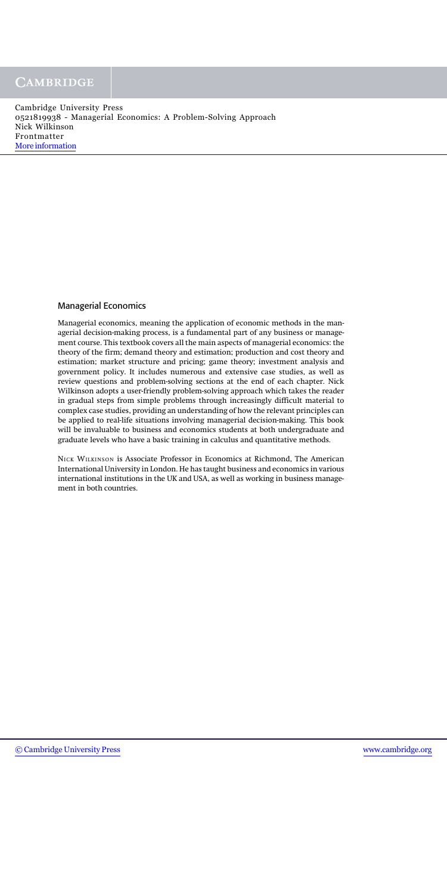Cambridge University Press
0521819938 - Managerial Economics: A Problem-Solving Approach
Nick Wilkinson
Frontmatter
More information

## Managerial Economics

Managerial economics, meaning the application of economic methods in the managerial decision-making process, is a fundamental part of any business or management course. This textbook covers all the main aspects of managerial economics: the theory of the firm; demand theory and estimation; production and cost theory and estimation; market structure and pricing; game theory; investment analysis and government policy. It includes numerous and extensive case studies, as well as review questions and problem-solving sections at the end of each chapter. Nick Wilkinson adopts a user-friendly problem-solving approach which takes the reader in gradual steps from simple problems through increasingly difficult material to complex case studies, providing an understanding of how the relevant principles can be applied to real-life situations involving managerial decision-making. This book will be invaluable to business and economics students at both undergraduate and graduate levels who have a basic training in calculus and quantitative methods.

Nick Wilkinson is Associate Professor in Economics at Richmond, The American International University in London. He has taught business and economics in various international institutions in the UK and USA, as well as working in business management in both countries.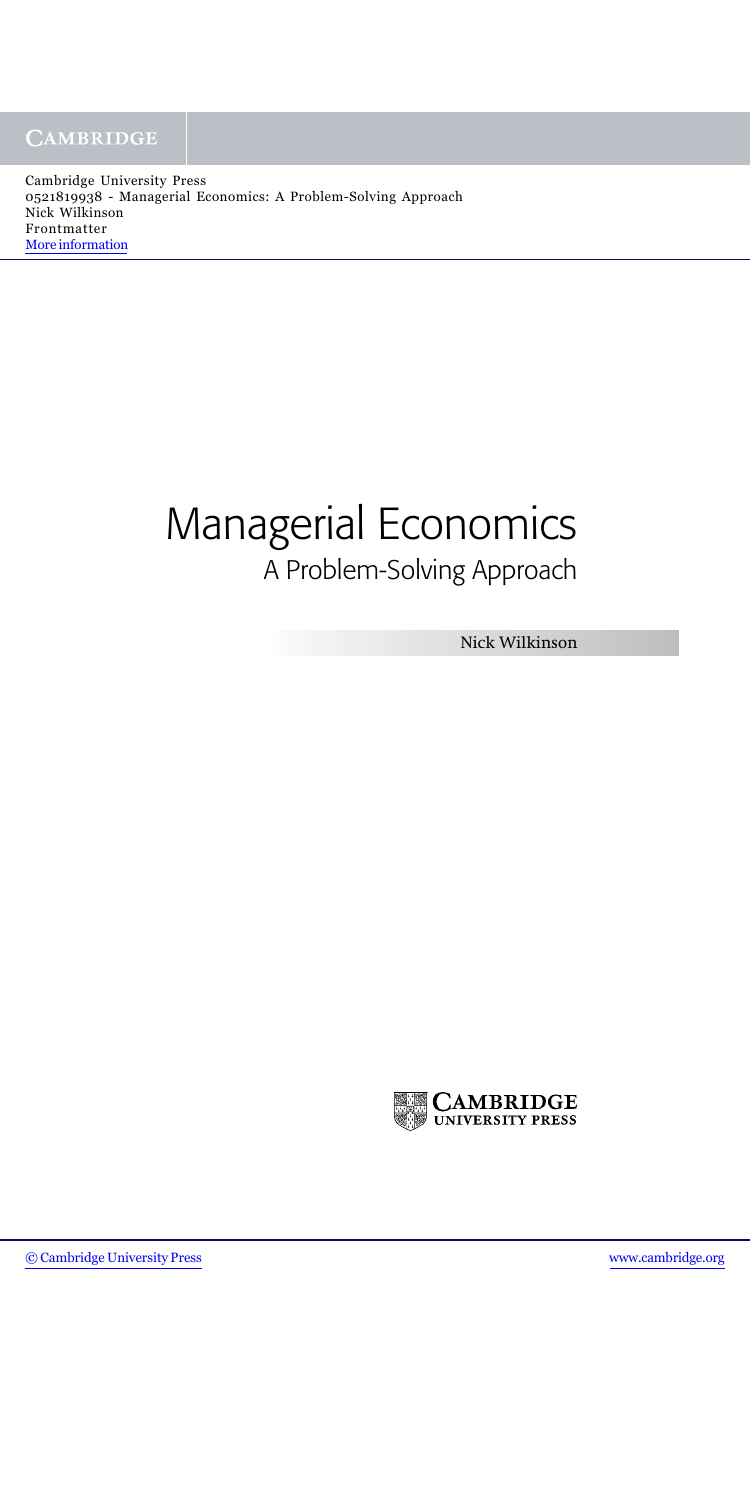# Managerial Economics

## A Problem-Solving Approach

Nick Wilkinson

CAMBRIDGE UNIVERSITY PRESS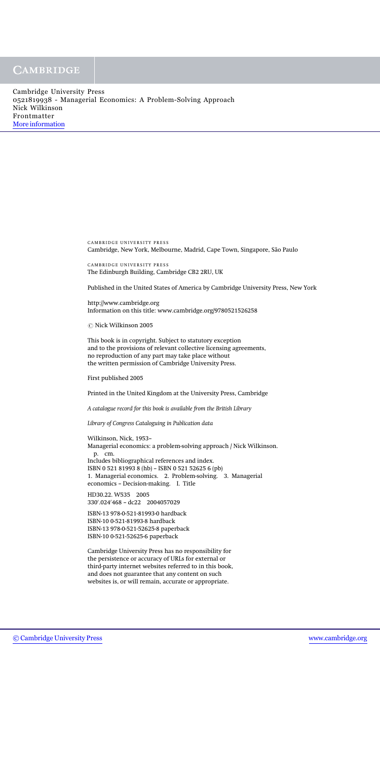CAMBRIDGE UNIVERSITY PRESS
Cambridge, New York, Melbourne, Madrid, Cape Town, Singapore, São Paulo

CAMBRIDGE UNIVERSITY PRESS
The Edinburgh Building, Cambridge CB2 2RU, UK

Published in the United States of America by Cambridge University Press, New York

http://www.cambridge.org
Information on this title: www.cambridge.org/9780521526258

© Nick Wilkinson 2005

This book is in copyright. Subject to statutory exception
and to the provisions of relevant collective licensing agreements,
no reproduction of any part may take place without
the written permission of Cambridge University Press.

First published 2005

Printed in the United Kingdom at the University Press, Cambridge

*A catalogue record for this book is available from the British Library*

*Library of Congress Cataloguing in Publication data*

Wilkinson, Nick, 1953–
Managerial economics: a problem-solving approach / Nick Wilkinson.
p. cm.
Includes bibliographical references and index.
ISBN 0 521 81993 8 (hb) – ISBN 0 521 52625 6 (pb)
1. Managerial economics. 2. Problem-solving. 3. Managerial economics – Decision-making. I. Title

HD30.22. W535 2005
330′.024′468 – dc22 2004057029

ISBN-13 978-0-521-81993-0 hardback
ISBN-10 0-521-81993-8 hardback
ISBN-13 978-0-521-52625-8 paperback
ISBN-10 0-521-52625-6 paperback

Cambridge University Press has no responsibility for
the persistence or accuracy of URLs for external or
third-party internet websites referred to in this book,
and does not guarantee that any content on such
websites is, or will remain, accurate or appropriate.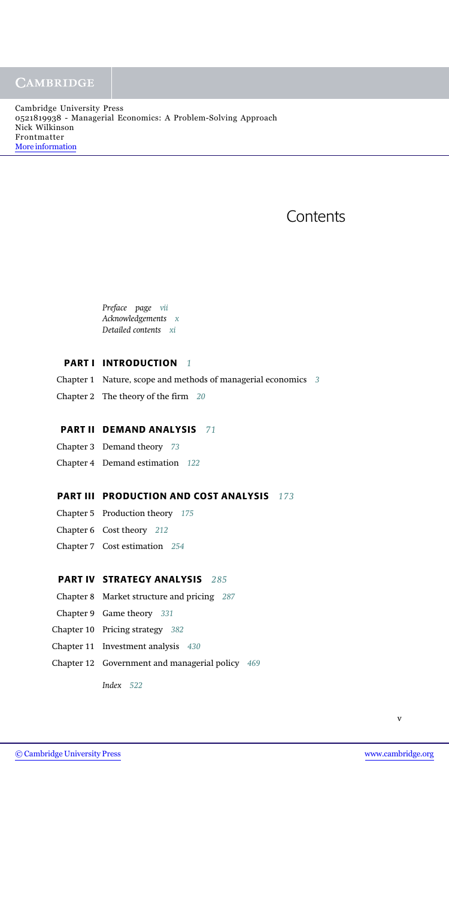# Contents

*Preface page vii*
*Acknowledgements x*
*Detailed contents xi*

## PART I INTRODUCTION 1

Chapter 1 Nature, scope and methods of managerial economics 3

Chapter 2 The theory of the firm 20

## PART II DEMAND ANALYSIS 71

Chapter 3 Demand theory 73

Chapter 4 Demand estimation 122

## PART III PRODUCTION AND COST ANALYSIS 173

Chapter 5 Production theory 175

Chapter 6 Cost theory 212

Chapter 7 Cost estimation 254

## PART IV STRATEGY ANALYSIS 285

Chapter 8 Market structure and pricing 287

Chapter 9 Game theory 331

Chapter 10 Pricing strategy 382

Chapter 11 Investment analysis 430

Chapter 12 Government and managerial policy 469

*Index 522*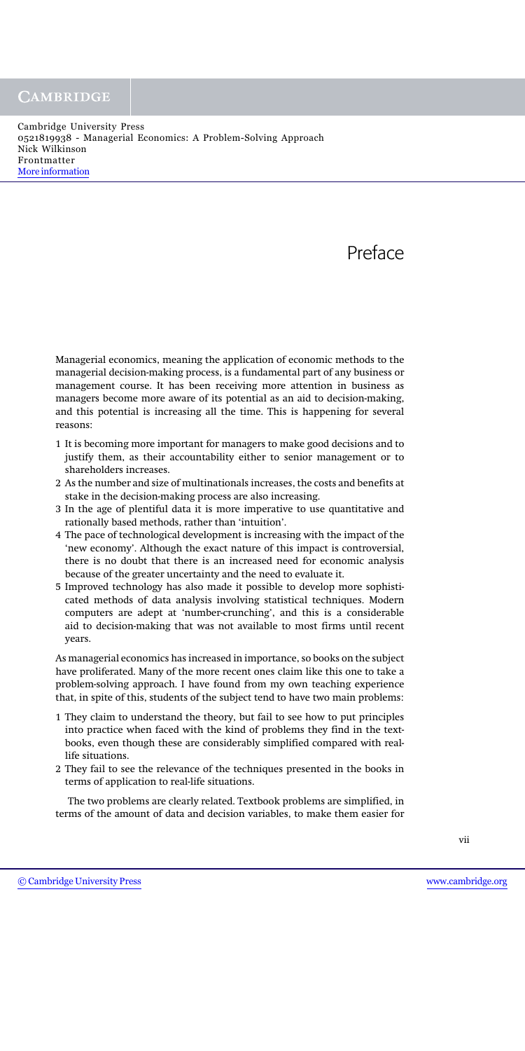# Preface

Managerial economics, meaning the application of economic methods to the managerial decision-making process, is a fundamental part of any business or management course. It has been receiving more attention in business as managers become more aware of its potential as an aid to decision-making, and this potential is increasing all the time. This is happening for several reasons:

1 It is becoming more important for managers to make good decisions and to justify them, as their accountability either to senior management or to shareholders increases.
2 As the number and size of multinationals increases, the costs and benefits at stake in the decision-making process are also increasing.
3 In the age of plentiful data it is more imperative to use quantitative and rationally based methods, rather than 'intuition'.
4 The pace of technological development is increasing with the impact of the 'new economy'. Although the exact nature of this impact is controversial, there is no doubt that there is an increased need for economic analysis because of the greater uncertainty and the need to evaluate it.
5 Improved technology has also made it possible to develop more sophisticated methods of data analysis involving statistical techniques. Modern computers are adept at 'number-crunching', and this is a considerable aid to decision-making that was not available to most firms until recent years.

As managerial economics has increased in importance, so books on the subject have proliferated. Many of the more recent ones claim like this one to take a problem-solving approach. I have found from my own teaching experience that, in spite of this, students of the subject tend to have two main problems:

1 They claim to understand the theory, but fail to see how to put principles into practice when faced with the kind of problems they find in the textbooks, even though these are considerably simplified compared with real-life situations.
2 They fail to see the relevance of the techniques presented in the books in terms of application to real-life situations.

The two problems are clearly related. Textbook problems are simplified, in terms of the amount of data and decision variables, to make them easier for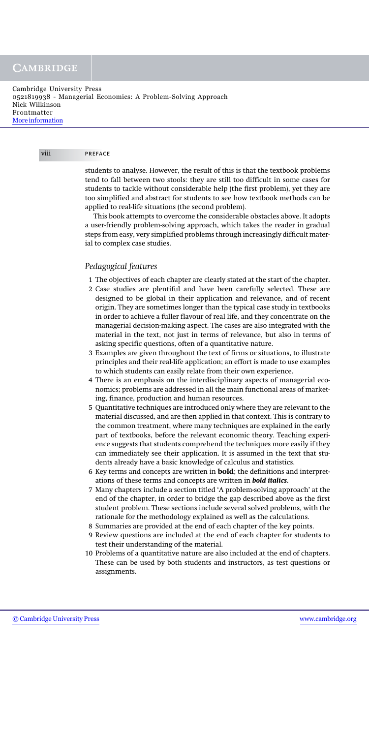students to analyse. However, the result of this is that the textbook problems tend to fall between two stools: they are still too difficult in some cases for students to tackle without considerable help (the first problem), yet they are too simplified and abstract for students to see how textbook methods can be applied to real-life situations (the second problem).

This book attempts to overcome the considerable obstacles above. It adopts a user-friendly problem-solving approach, which takes the reader in gradual steps from easy, very simplified problems through increasingly difficult material to complex case studies.

## *Pedagogical features*

1. The objectives of each chapter are clearly stated at the start of the chapter.
2. Case studies are plentiful and have been carefully selected. These are designed to be global in their application and relevance, and of recent origin. They are sometimes longer than the typical case study in textbooks in order to achieve a fuller flavour of real life, and they concentrate on the managerial decision-making aspect. The cases are also integrated with the material in the text, not just in terms of relevance, but also in terms of asking specific questions, often of a quantitative nature.
3. Examples are given throughout the text of firms or situations, to illustrate principles and their real-life application; an effort is made to use examples to which students can easily relate from their own experience.
4. There is an emphasis on the interdisciplinary aspects of managerial economics; problems are addressed in all the main functional areas of marketing, finance, production and human resources.
5. Quantitative techniques are introduced only where they are relevant to the material discussed, and are then applied in that context. This is contrary to the common treatment, where many techniques are explained in the early part of textbooks, before the relevant economic theory. Teaching experience suggests that students comprehend the techniques more easily if they can immediately see their application. It is assumed in the text that students already have a basic knowledge of calculus and statistics.
6. Key terms and concepts are written in **bold**; the definitions and interpretations of these terms and concepts are written in ***bold italics***.
7. Many chapters include a section titled 'A problem-solving approach' at the end of the chapter, in order to bridge the gap described above as the first student problem. These sections include several solved problems, with the rationale for the methodology explained as well as the calculations.
8. Summaries are provided at the end of each chapter of the key points.
9. Review questions are included at the end of each chapter for students to test their understanding of the material.
10. Problems of a quantitative nature are also included at the end of chapters. These can be used by both students and instructors, as test questions or assignments.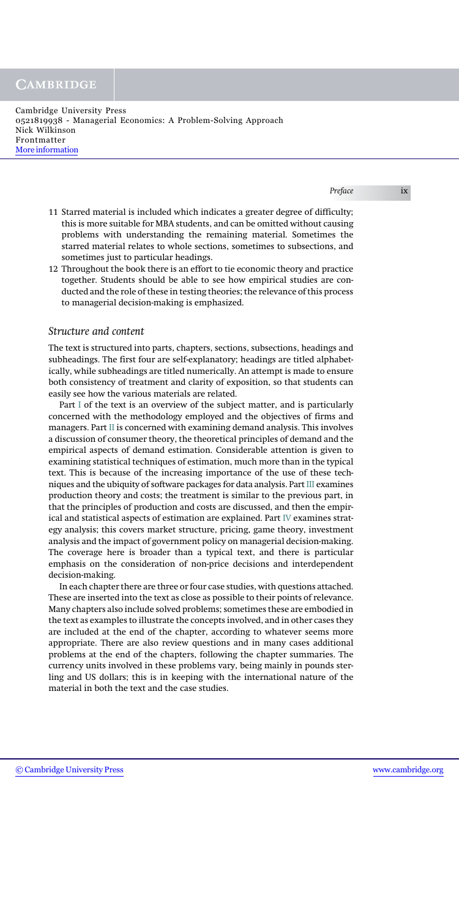11 Starred material is included which indicates a greater degree of difficulty; this is more suitable for MBA students, and can be omitted without causing problems with understanding the remaining material. Sometimes the starred material relates to whole sections, sometimes to subsections, and sometimes just to particular headings.
12 Throughout the book there is an effort to tie economic theory and practice together. Students should be able to see how empirical studies are conducted and the role of these in testing theories; the relevance of this process to managerial decision-making is emphasized.

## *Structure and content*

The text is structured into parts, chapters, sections, subsections, headings and subheadings. The first four are self-explanatory; headings are titled alphabetically, while subheadings are titled numerically. An attempt is made to ensure both consistency of treatment and clarity of exposition, so that students can easily see how the various materials are related.

Part I of the text is an overview of the subject matter, and is particularly concerned with the methodology employed and the objectives of firms and managers. Part II is concerned with examining demand analysis. This involves a discussion of consumer theory, the theoretical principles of demand and the empirical aspects of demand estimation. Considerable attention is given to examining statistical techniques of estimation, much more than in the typical text. This is because of the increasing importance of the use of these techniques and the ubiquity of software packages for data analysis. Part III examines production theory and costs; the treatment is similar to the previous part, in that the principles of production and costs are discussed, and then the empirical and statistical aspects of estimation are explained. Part IV examines strategy analysis; this covers market structure, pricing, game theory, investment analysis and the impact of government policy on managerial decision-making. The coverage here is broader than a typical text, and there is particular emphasis on the consideration of non-price decisions and interdependent decision-making.

In each chapter there are three or four case studies, with questions attached. These are inserted into the text as close as possible to their points of relevance. Many chapters also include solved problems; sometimes these are embodied in the text as examples to illustrate the concepts involved, and in other cases they are included at the end of the chapter, according to whatever seems more appropriate. There are also review questions and in many cases additional problems at the end of the chapters, following the chapter summaries. The currency units involved in these problems vary, being mainly in pounds sterling and US dollars; this is in keeping with the international nature of the material in both the text and the case studies.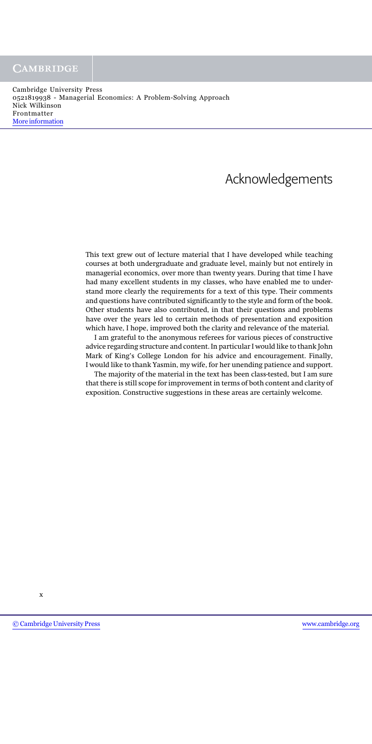# Acknowledgements

This text grew out of lecture material that I have developed while teaching courses at both undergraduate and graduate level, mainly but not entirely in managerial economics, over more than twenty years. During that time I have had many excellent students in my classes, who have enabled me to understand more clearly the requirements for a text of this type. Their comments and questions have contributed significantly to the style and form of the book. Other students have also contributed, in that their questions and problems have over the years led to certain methods of presentation and exposition which have, I hope, improved both the clarity and relevance of the material.

I am grateful to the anonymous referees for various pieces of constructive advice regarding structure and content. In particular I would like to thank John Mark of King's College London for his advice and encouragement. Finally, I would like to thank Yasmin, my wife, for her unending patience and support.

The majority of the material in the text has been class-tested, but I am sure that there is still scope for improvement in terms of both content and clarity of exposition. Constructive suggestions in these areas are certainly welcome.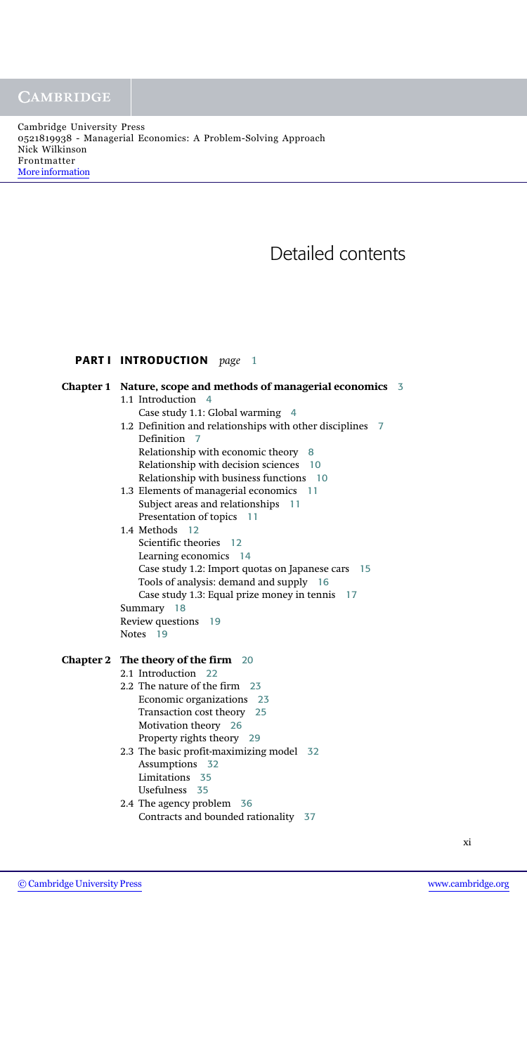# Detailed contents

## PART I INTRODUCTION *page* 1

**Chapter 1 Nature, scope and methods of managerial economics** 3

- 1.1 Introduction 4
  - Case study 1.1: Global warming 4
- 1.2 Definition and relationships with other disciplines 7
  - Definition 7
  - Relationship with economic theory 8
  - Relationship with decision sciences 10
  - Relationship with business functions 10
- 1.3 Elements of managerial economics 11
  - Subject areas and relationships 11
  - Presentation of topics 11
- 1.4 Methods 12
  - Scientific theories 12
  - Learning economics 14
  - Case study 1.2: Import quotas on Japanese cars 15
  - Tools of analysis: demand and supply 16
  - Case study 1.3: Equal prize money in tennis 17
- Summary 18
- Review questions 19
- Notes 19

**Chapter 2 The theory of the firm** 20

- 2.1 Introduction 22
- 2.2 The nature of the firm 23
  - Economic organizations 23
  - Transaction cost theory 25
  - Motivation theory 26
  - Property rights theory 29
- 2.3 The basic profit-maximizing model 32
  - Assumptions 32
  - Limitations 35
  - Usefulness 35
- 2.4 The agency problem 36
  - Contracts and bounded rationality 37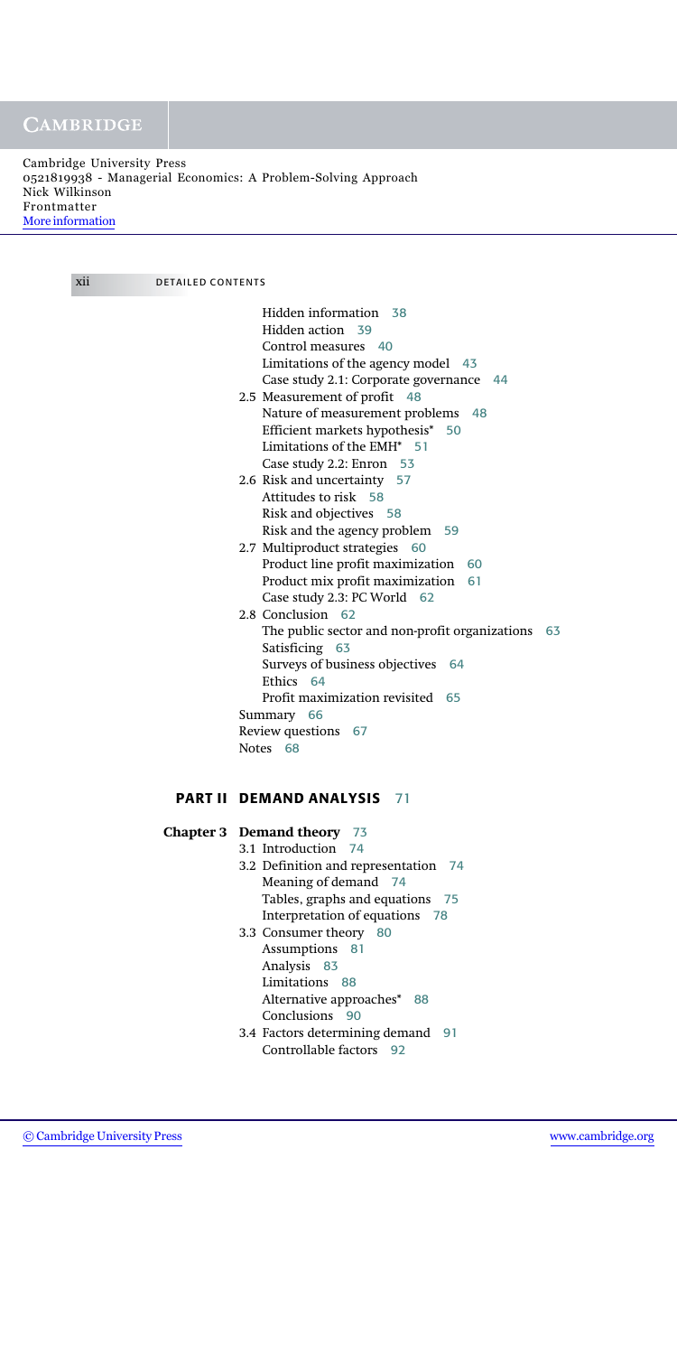Hidden information 38
Hidden action 39
Control measures 40
Limitations of the agency model 43
Case study 2.1: Corporate governance 44

2.5 Measurement of profit 48
Nature of measurement problems 48
Efficient markets hypothesis* 50
Limitations of the EMH* 51
Case study 2.2: Enron 53

2.6 Risk and uncertainty 57
Attitudes to risk 58
Risk and objectives 58
Risk and the agency problem 59

2.7 Multiproduct strategies 60
Product line profit maximization 60
Product mix profit maximization 61
Case study 2.3: PC World 62

2.8 Conclusion 62
The public sector and non-profit organizations 63
Satisficing 63
Surveys of business objectives 64
Ethics 64
Profit maximization revisited 65

Summary 66
Review questions 67
Notes 68

## PART II DEMAND ANALYSIS 71

### Chapter 3 Demand theory 73

3.1 Introduction 74

3.2 Definition and representation 74
Meaning of demand 74
Tables, graphs and equations 75
Interpretation of equations 78

3.3 Consumer theory 80
Assumptions 81
Analysis 83
Limitations 88
Alternative approaches* 88
Conclusions 90

3.4 Factors determining demand 91
Controllable factors 92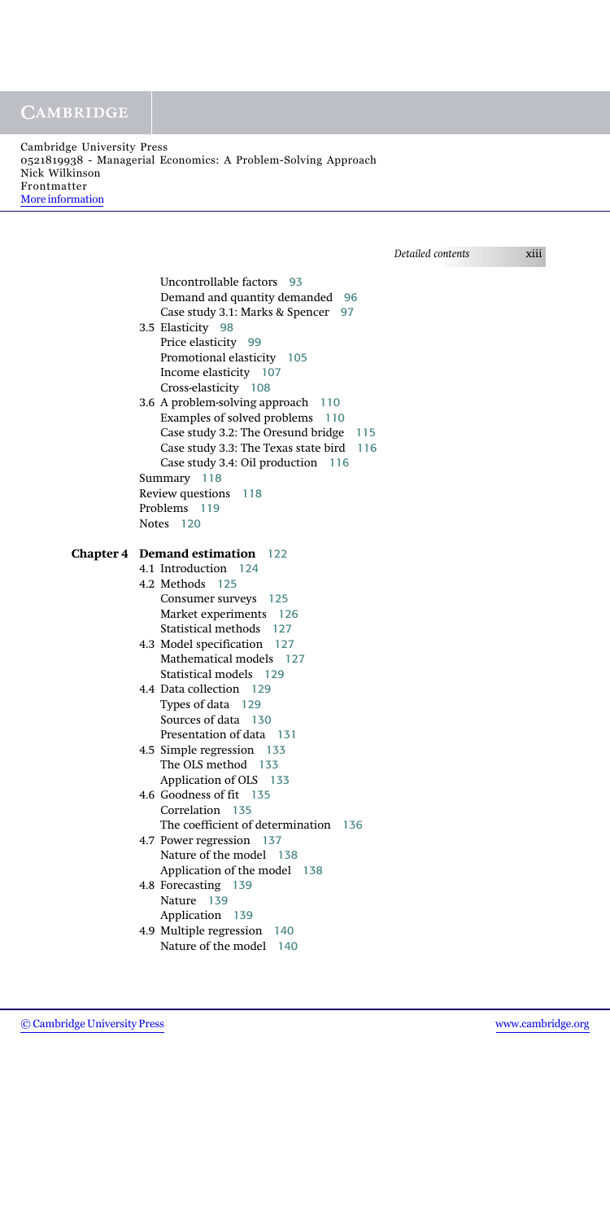Uncontrollable factors 93
Demand and quantity demanded 96
Case study 3.1: Marks & Spencer 97

3.5 Elasticity 98
Price elasticity 99
Promotional elasticity 105
Income elasticity 107
Cross-elasticity 108

3.6 A problem-solving approach 110
Examples of solved problems 110
Case study 3.2: The Oresund bridge 115
Case study 3.3: The Texas state bird 116
Case study 3.4: Oil production 116

Summary 118
Review questions 118
Problems 119
Notes 120

**Chapter 4 Demand estimation** 122

4.1 Introduction 124

4.2 Methods 125
Consumer surveys 125
Market experiments 126
Statistical methods 127

4.3 Model specification 127
Mathematical models 127
Statistical models 129

4.4 Data collection 129
Types of data 129
Sources of data 130
Presentation of data 131

4.5 Simple regression 133
The OLS method 133
Application of OLS 133

4.6 Goodness of fit 135
Correlation 135
The coefficient of determination 136

4.7 Power regression 137
Nature of the model 138
Application of the model 138

4.8 Forecasting 139
Nature 139
Application 139

4.9 Multiple regression 140
Nature of the model 140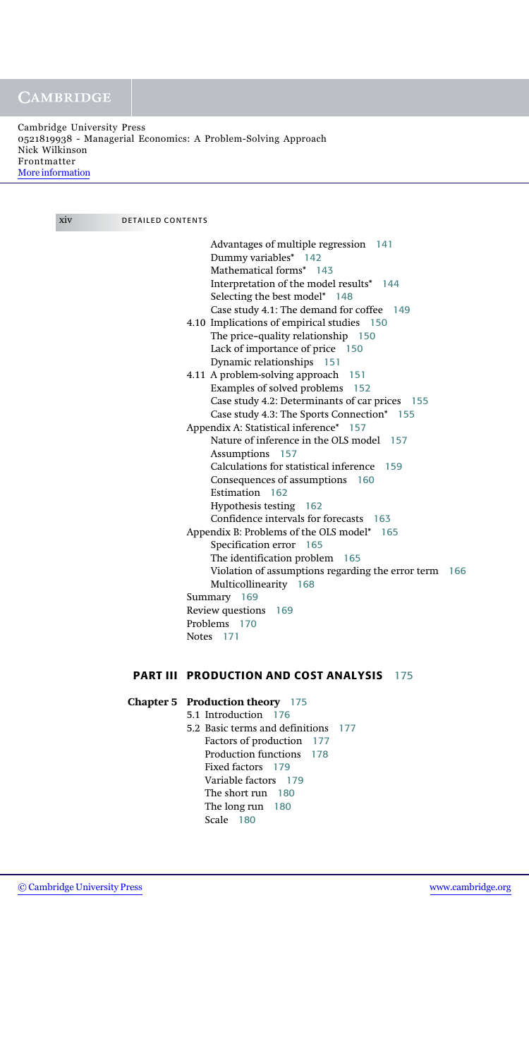Advantages of multiple regression 141
Dummy variables* 142
Mathematical forms* 143
Interpretation of the model results* 144
Selecting the best model* 148
Case study 4.1: The demand for coffee 149

4.10 Implications of empirical studies 150
The price–quality relationship 150
Lack of importance of price 150
Dynamic relationships 151

4.11 A problem-solving approach 151
Examples of solved problems 152
Case study 4.2: Determinants of car prices 155
Case study 4.3: The Sports Connection* 155

Appendix A: Statistical inference* 157
Nature of inference in the OLS model 157
Assumptions 157
Calculations for statistical inference 159
Consequences of assumptions 160
Estimation 162
Hypothesis testing 162
Confidence intervals for forecasts 163

Appendix B: Problems of the OLS model* 165
Specification error 165
The identification problem 165
Violation of assumptions regarding the error term 166
Multicollinearity 168

Summary 169
Review questions 169
Problems 170
Notes 171

## PART III PRODUCTION AND COST ANALYSIS 175

### Chapter 5 Production theory 175

5.1 Introduction 176

5.2 Basic terms and definitions 177
Factors of production 177
Production functions 178
Fixed factors 179
Variable factors 179
The short run 180
The long run 180
Scale 180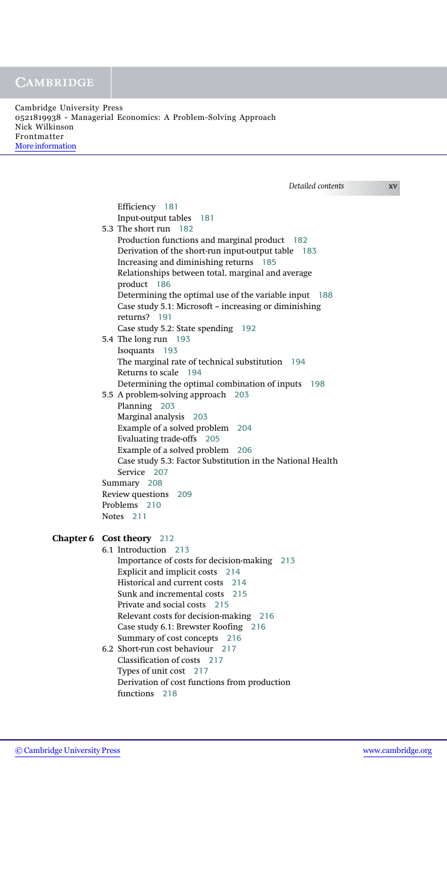Efficiency 181
Input-output tables 181

5.3 The short run 182
Production functions and marginal product 182
Derivation of the short-run input-output table 183
Increasing and diminishing returns 185
Relationships between total, marginal and average product 186
Determining the optimal use of the variable input 188
Case study 5.1: Microsoft – increasing or diminishing returns? 191
Case study 5.2: State spending 192

5.4 The long run 193
Isoquants 193
The marginal rate of technical substitution 194
Returns to scale 194
Determining the optimal combination of inputs 198

5.5 A problem-solving approach 203
Planning 203
Marginal analysis 203
Example of a solved problem 204
Evaluating trade-offs 205
Example of a solved problem 206
Case study 5.3: Factor Substitution in the National Health Service 207

Summary 208
Review questions 209
Problems 210
Notes 211

**Chapter 6 Cost theory** 212

6.1 Introduction 213
Importance of costs for decision-making 213
Explicit and implicit costs 214
Historical and current costs 214
Sunk and incremental costs 215
Private and social costs 215
Relevant costs for decision-making 216
Case study 6.1: Brewster Roofing 216
Summary of cost concepts 216

6.2 Short-run cost behaviour 217
Classification of costs 217
Types of unit cost 217
Derivation of cost functions from production functions 218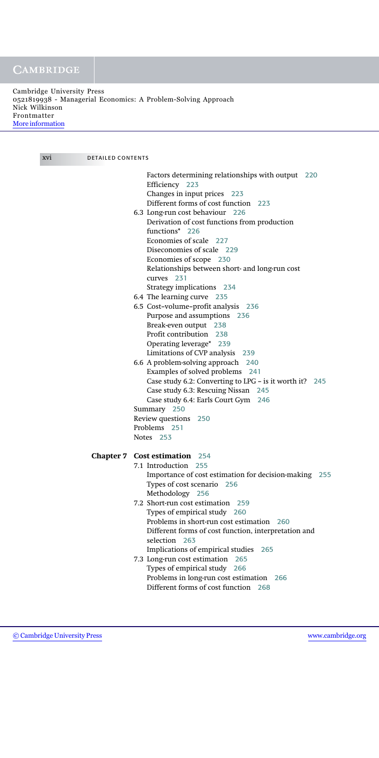Factors determining relationships with output 220
Efficiency 223
Changes in input prices 223
Different forms of cost function 223

6.3 Long-run cost behaviour 226
Derivation of cost functions from production functions* 226
Economies of scale 227
Diseconomies of scale 229
Economies of scope 230
Relationships between short- and long-run cost curves 231
Strategy implications 234

6.4 The learning curve 235

6.5 Cost–volume–profit analysis 236
Purpose and assumptions 236
Break-even output 238
Profit contribution 238
Operating leverage* 239
Limitations of CVP analysis 239

6.6 A problem-solving approach 240
Examples of solved problems 241
Case study 6.2: Converting to LPG – is it worth it? 245
Case study 6.3: Rescuing Nissan 245
Case study 6.4: Earls Court Gym 246

Summary 250
Review questions 250
Problems 251
Notes 253

**Chapter 7 Cost estimation** 254

7.1 Introduction 255
Importance of cost estimation for decision-making 255
Types of cost scenario 256
Methodology 256

7.2 Short-run cost estimation 259
Types of empirical study 260
Problems in short-run cost estimation 260
Different forms of cost function, interpretation and selection 263
Implications of empirical studies 265

7.3 Long-run cost estimation 265
Types of empirical study 266
Problems in long-run cost estimation 266
Different forms of cost function 268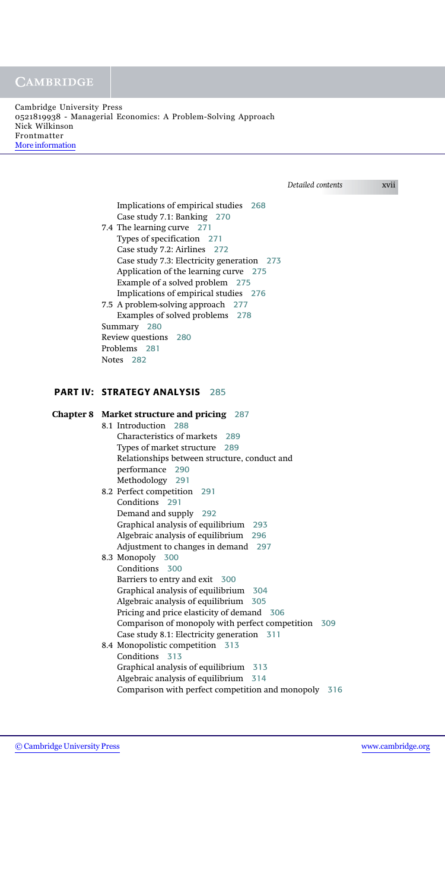Implications of empirical studies 268
Case study 7.1: Banking 270

7.4 The learning curve 271
Types of specification 271
Case study 7.2: Airlines 272
Case study 7.3: Electricity generation 273
Application of the learning curve 275
Example of a solved problem 275
Implications of empirical studies 276

7.5 A problem-solving approach 277
Examples of solved problems 278

Summary 280
Review questions 280
Problems 281
Notes 282

## PART IV: STRATEGY ANALYSIS 285

### Chapter 8 Market structure and pricing 287

8.1 Introduction 288
Characteristics of markets 289
Types of market structure 289
Relationships between structure, conduct and performance 290
Methodology 291

8.2 Perfect competition 291
Conditions 291
Demand and supply 292
Graphical analysis of equilibrium 293
Algebraic analysis of equilibrium 296
Adjustment to changes in demand 297

8.3 Monopoly 300
Conditions 300
Barriers to entry and exit 300
Graphical analysis of equilibrium 304
Algebraic analysis of equilibrium 305
Pricing and price elasticity of demand 306
Comparison of monopoly with perfect competition 309
Case study 8.1: Electricity generation 311

8.4 Monopolistic competition 313
Conditions 313
Graphical analysis of equilibrium 313
Algebraic analysis of equilibrium 314
Comparison with perfect competition and monopoly 316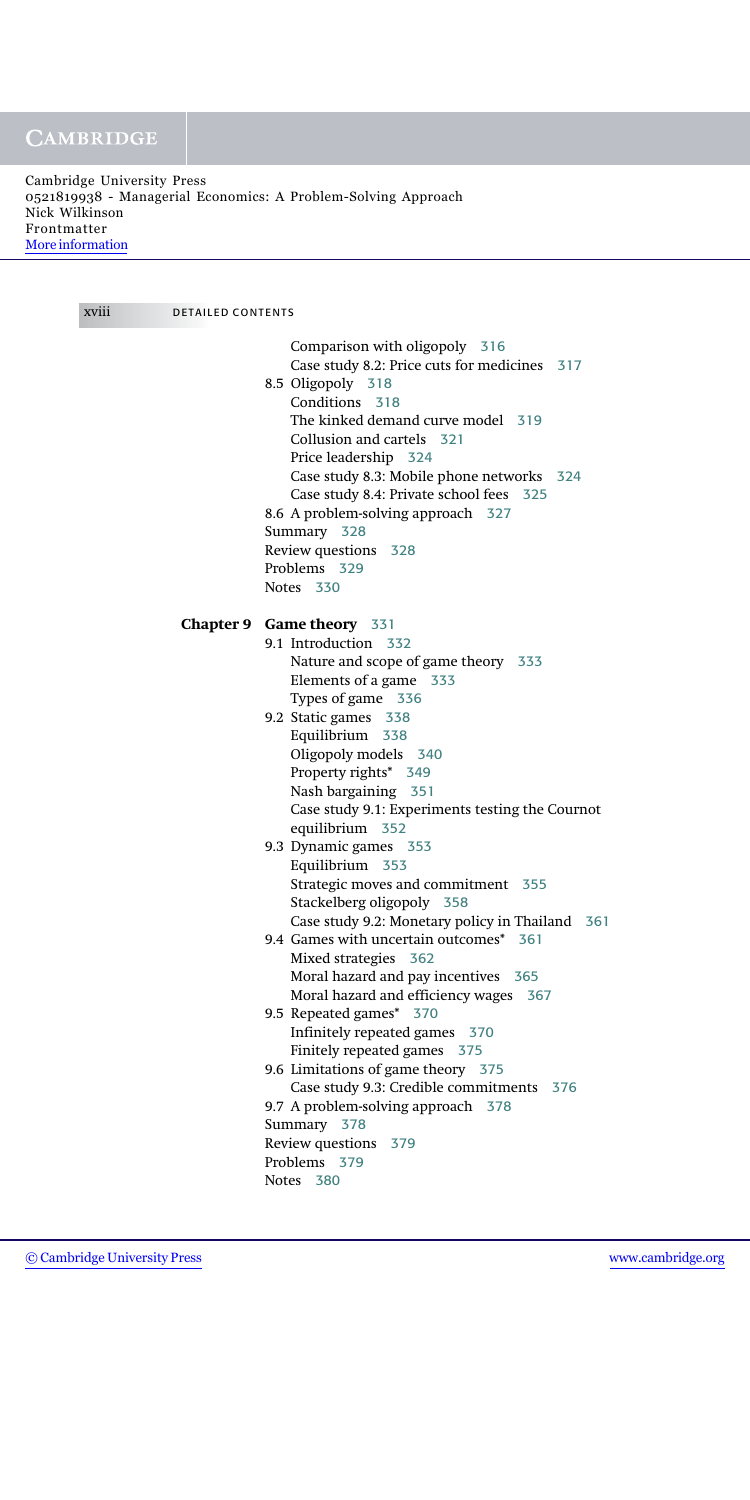Comparison with oligopoly 316
Case study 8.2: Price cuts for medicines 317

8.5 Oligopoly 318
Conditions 318
The kinked demand curve model 319
Collusion and cartels 321
Price leadership 324
Case study 8.3: Mobile phone networks 324
Case study 8.4: Private school fees 325

8.6 A problem-solving approach 327
Summary 328
Review questions 328
Problems 329
Notes 330

**Chapter 9 Game theory** 331

9.1 Introduction 332
Nature and scope of game theory 333
Elements of a game 333
Types of game 336

9.2 Static games 338
Equilibrium 338
Oligopoly models 340
Property rights* 349
Nash bargaining 351
Case study 9.1: Experiments testing the Cournot equilibrium 352

9.3 Dynamic games 353
Equilibrium 353
Strategic moves and commitment 355
Stackelberg oligopoly 358
Case study 9.2: Monetary policy in Thailand 361

9.4 Games with uncertain outcomes* 361
Mixed strategies 362
Moral hazard and pay incentives 365
Moral hazard and efficiency wages 367

9.5 Repeated games* 370
Infinitely repeated games 370
Finitely repeated games 375

9.6 Limitations of game theory 375
Case study 9.3: Credible commitments 376

9.7 A problem-solving approach 378
Summary 378
Review questions 379
Problems 379
Notes 380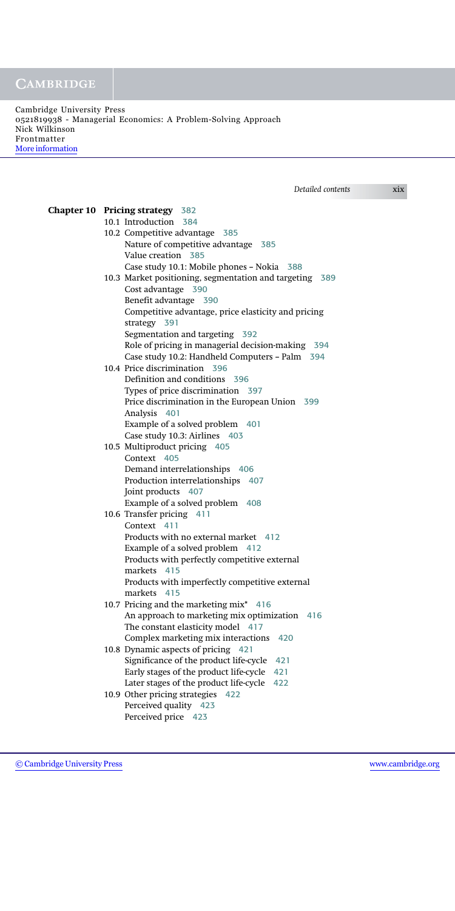**Chapter 10 Pricing strategy** 382

- 10.1 Introduction 384
- 10.2 Competitive advantage 385
  - Nature of competitive advantage 385
  - Value creation 385
  - Case study 10.1: Mobile phones – Nokia 388
- 10.3 Market positioning, segmentation and targeting 389
  - Cost advantage 390
  - Benefit advantage 390
  - Competitive advantage, price elasticity and pricing strategy 391
  - Segmentation and targeting 392
  - Role of pricing in managerial decision-making 394
  - Case study 10.2: Handheld Computers – Palm 394
- 10.4 Price discrimination 396
  - Definition and conditions 396
  - Types of price discrimination 397
  - Price discrimination in the European Union 399
  - Analysis 401
  - Example of a solved problem 401
  - Case study 10.3: Airlines 403
- 10.5 Multiproduct pricing 405
  - Context 405
  - Demand interrelationships 406
  - Production interrelationships 407
  - Joint products 407
  - Example of a solved problem 408
- 10.6 Transfer pricing 411
  - Context 411
  - Products with no external market 412
  - Example of a solved problem 412
  - Products with perfectly competitive external markets 415
  - Products with imperfectly competitive external markets 415
- 10.7 Pricing and the marketing mix* 416
  - An approach to marketing mix optimization 416
  - The constant elasticity model 417
  - Complex marketing mix interactions 420
- 10.8 Dynamic aspects of pricing 421
  - Significance of the product life-cycle 421
  - Early stages of the product life-cycle 421
  - Later stages of the product life-cycle 422
- 10.9 Other pricing strategies 422
  - Perceived quality 423
  - Perceived price 423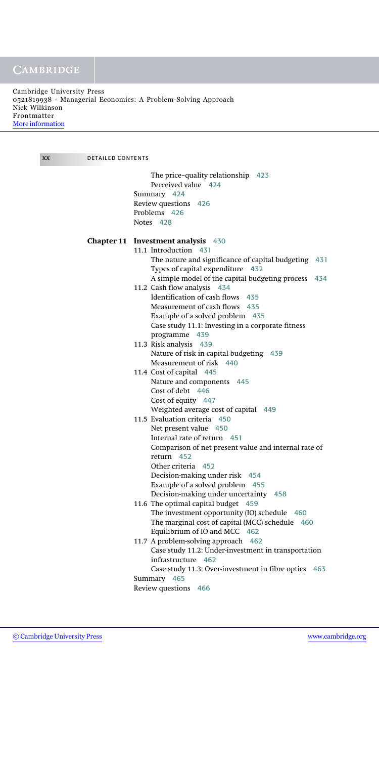The price–quality relationship 423
Perceived value 424
Summary 424
Review questions 426
Problems 426
Notes 428

**Chapter 11 Investment analysis** 430

11.1 Introduction 431
The nature and significance of capital budgeting 431
Types of capital expenditure 432
A simple model of the capital budgeting process 434

11.2 Cash flow analysis 434
Identification of cash flows 435
Measurement of cash flows 435
Example of a solved problem 435
Case study 11.1: Investing in a corporate fitness programme 439

11.3 Risk analysis 439
Nature of risk in capital budgeting 439
Measurement of risk 440

11.4 Cost of capital 445
Nature and components 445
Cost of debt 446
Cost of equity 447
Weighted average cost of capital 449

11.5 Evaluation criteria 450
Net present value 450
Internal rate of return 451
Comparison of net present value and internal rate of return 452
Other criteria 452
Decision-making under risk 454
Example of a solved problem 455
Decision-making under uncertainty 458

11.6 The optimal capital budget 459
The investment opportunity (IO) schedule 460
The marginal cost of capital (MCC) schedule 460
Equilibrium of IO and MCC 462

11.7 A problem-solving approach 462
Case study 11.2: Under-investment in transportation infrastructure 462
Case study 11.3: Over-investment in fibre optics 463

Summary 465
Review questions 466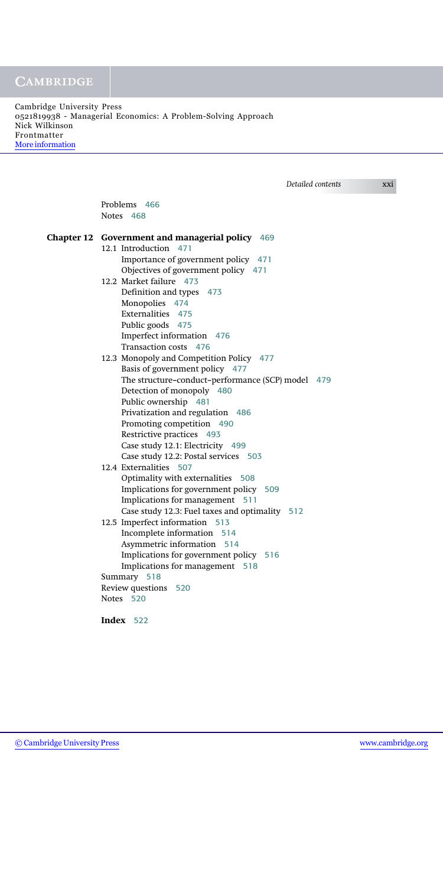Problems 466
Notes 468

**Chapter 12 Government and managerial policy** 469

12.1 Introduction 471
- Importance of government policy 471
- Objectives of government policy 471

12.2 Market failure 473
- Definition and types 473
- Monopolies 474
- Externalities 475
- Public goods 475
- Imperfect information 476
- Transaction costs 476

12.3 Monopoly and Competition Policy 477
- Basis of government policy 477
- The structure–conduct–performance (SCP) model 479
- Detection of monopoly 480
- Public ownership 481
- Privatization and regulation 486
- Promoting competition 490
- Restrictive practices 493
- Case study 12.1: Electricity 499
- Case study 12.2: Postal services 503

12.4 Externalities 507
- Optimality with externalities 508
- Implications for government policy 509
- Implications for management 511
- Case study 12.3: Fuel taxes and optimality 512

12.5 Imperfect information 513
- Incomplete information 514
- Asymmetric information 514
- Implications for government policy 516
- Implications for management 518

Summary 518
Review questions 520
Notes 520

**Index** 522